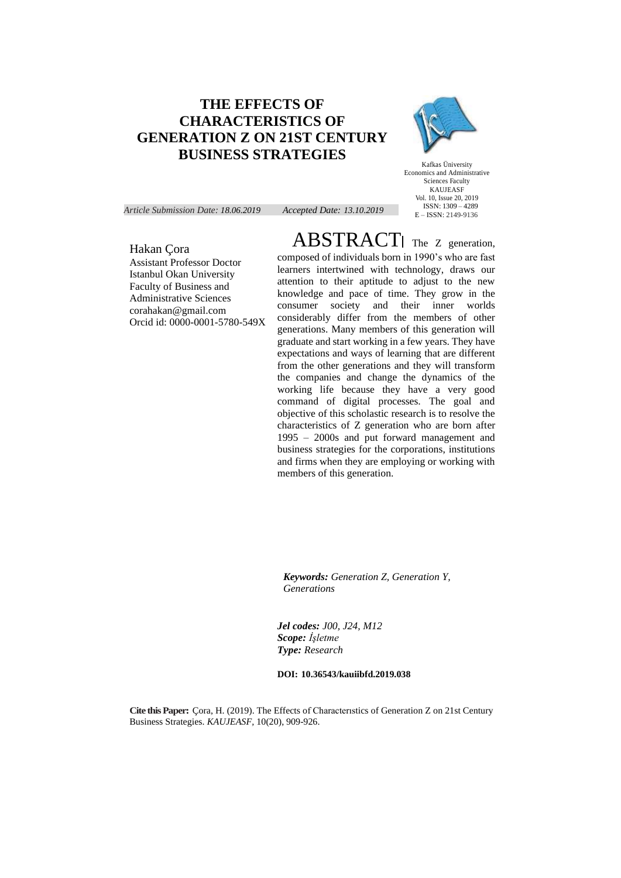# THE EFFECTS OF CHARACTERISTICS OF GENERATION Z ON 21ST CENTURY BUSINESS STRATEGIES

Kafkas Üniversity
Economics and Administrative Sciences Faculty
KAUJEASF
Vol. 10, Issue 20, 2019
ISSN: 1309 – 4289
E – ISSN: 2149-9136

*Article Submission Date: 18.06.2019* *Accepted Date: 13.10.2019*

Hakan Çora
Assistant Professor Doctor
Istanbul Okan University
Faculty of Business and Administrative Sciences
corahakan@gmail.com
Orcid id: 0000-0001-5780-549X

## ABSTRACT

The Z generation, composed of individuals born in 1990's who are fast learners intertwined with technology, draws our attention to their aptitude to adjust to the new knowledge and pace of time. They grow in the consumer society and their inner worlds considerably differ from the members of other generations. Many members of this generation will graduate and start working in a few years. They have expectations and ways of learning that are different from the other generations and they will transform the companies and change the dynamics of the working life because they have a very good command of digital processes. The goal and objective of this scholastic research is to resolve the characteristics of Z generation who are born after 1995 – 2000s and put forward management and business strategies for the corporations, institutions and firms when they are employing or working with members of this generation.

***Keywords:*** *Generation Z, Generation Y, Generations*

***Jel codes:*** *J00, J24, M12*
***Scope:*** *İşletme*
***Type:*** *Research*

**DOI: 10.36543/kauiibfd.2019.038**

**Cite this Paper:** Çora, H. (2019). The Effects of Characterıstics of Generation Z on 21st Century Business Strategies. *KAUJEASF*, 10(20), 909-926.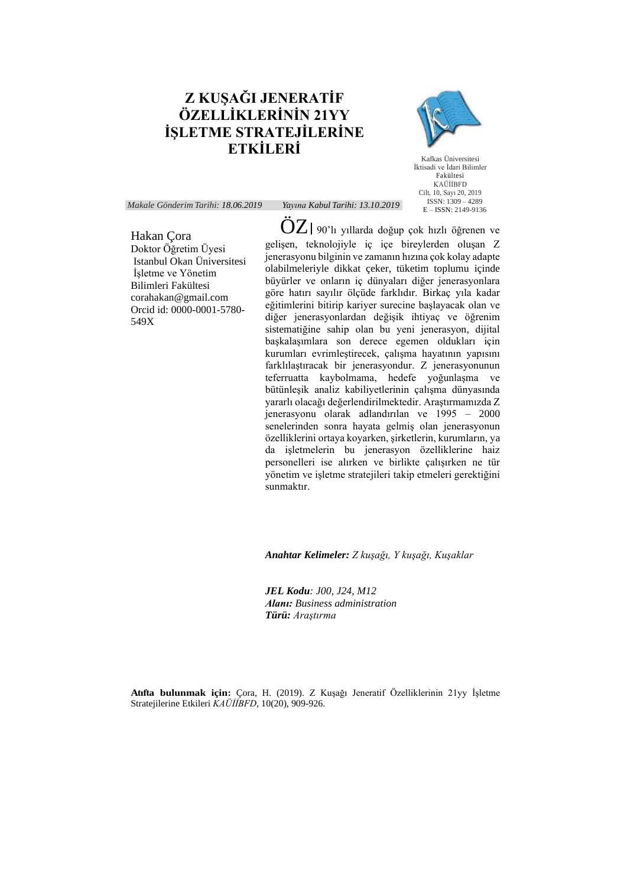# Z KUŞAĞI JENERATİF ÖZELLİKLERİNİN 21YY İŞLETME STRATEJİLERİNE ETKİLERİ

Kafkas Üniversitesi
İktisadi ve İdari Bilimler Fakültesi
KAÜİİBFD
Cilt, 10, Sayı 20, 2019
ISSN: 1309 – 4289
E – ISSN: 2149-9136

*Makale Gönderim Tarihi: 18.06.2019* *Yayına Kabul Tarihi: 13.10.2019*

Hakan Çora
Doktor Öğretim Üyesi
Istanbul Okan Üniversitesi
İşletme ve Yönetim Bilimleri Fakültesi
corahakan@gmail.com
Orcid id: 0000-0001-5780-549X

**ÖZ|** 90'lı yıllarda doğup çok hızlı öğrenen ve gelişen, teknolojiyle iç içe bireylerden oluşan Z jenerasyonu bilginin ve zamanın hızına çok kolay adapte olabilmeleriyle dikkat çeker, tüketim toplumu içinde büyürler ve onların iç dünyaları diğer jenerasyonlara göre hatırı sayılır ölçüde farklıdır. Birkaç yıla kadar eğitimlerini bitirip kariyer surecine başlayacak olan ve diğer jenerasyonlardan değişik ihtiyaç ve öğrenim sistematiğine sahip olan bu yeni jenerasyon, dijital başkalaşımlara son derece egemen oldukları için kurumları evrimleştirecek, çalışma hayatının yapısını farklılaştıracak bir jenerasyondur. Z jenerasyonunun teferruatta kaybolmama, hedefe yoğunlaşma ve bütünleşik analiz kabiliyetlerinin çalışma dünyasında yararlı olacağı değerlendirilmektedir. Araştırmamızda Z jenerasyonu olarak adlandırılan ve 1995 – 2000 senelerinden sonra hayata gelmiş olan jenerasyonun özelliklerini ortaya koyarken, şirketlerin, kurumların, ya da işletmelerin bu jenerasyon özelliklerine haiz personelleri ise alırken ve birlikte çalışırken ne tür yönetim ve işletme stratejileri takip etmeleri gerektiğini sunmaktır.

***Anahtar Kelimeler:*** *Z kuşağı, Y kuşağı, Kuşaklar*

***JEL Kodu****: J00, J24, M12*
***Alanı:*** *Business administration*
***Türü:*** *Araştırma*

**Atıfta bulunmak için:** Çora, H. (2019). Z Kuşağı Jeneratif Özelliklerinin 21yy İşletme Stratejilerine Etkileri *KAÜİİBFD*, 10(20), 909-926.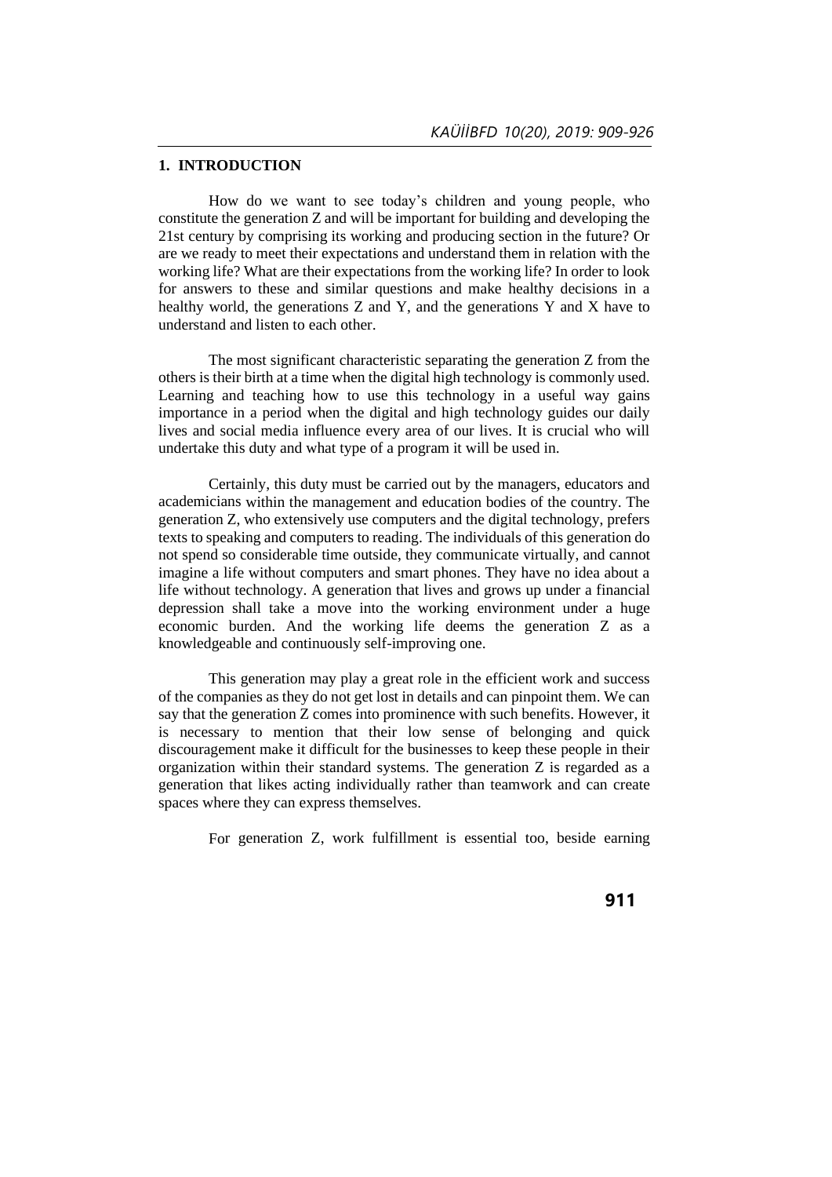## 1. INTRODUCTION

How do we want to see today's children and young people, who constitute the generation Z and will be important for building and developing the 21st century by comprising its working and producing section in the future? Or are we ready to meet their expectations and understand them in relation with the working life? What are their expectations from the working life? In order to look for answers to these and similar questions and make healthy decisions in a healthy world, the generations Z and Y, and the generations Y and X have to understand and listen to each other.

The most significant characteristic separating the generation Z from the others is their birth at a time when the digital high technology is commonly used. Learning and teaching how to use this technology in a useful way gains importance in a period when the digital and high technology guides our daily lives and social media influence every area of our lives. It is crucial who will undertake this duty and what type of a program it will be used in.

Certainly, this duty must be carried out by the managers, educators and academicians within the management and education bodies of the country. The generation Z, who extensively use computers and the digital technology, prefers texts to speaking and computers to reading. The individuals of this generation do not spend so considerable time outside, they communicate virtually, and cannot imagine a life without computers and smart phones. They have no idea about a life without technology. A generation that lives and grows up under a financial depression shall take a move into the working environment under a huge economic burden. And the working life deems the generation Z as a knowledgeable and continuously self-improving one.

This generation may play a great role in the efficient work and success of the companies as they do not get lost in details and can pinpoint them. We can say that the generation Z comes into prominence with such benefits. However, it is necessary to mention that their low sense of belonging and quick discouragement make it difficult for the businesses to keep these people in their organization within their standard systems. The generation Z is regarded as a generation that likes acting individually rather than teamwork and can create spaces where they can express themselves.

For generation Z, work fulfillment is essential too, beside earning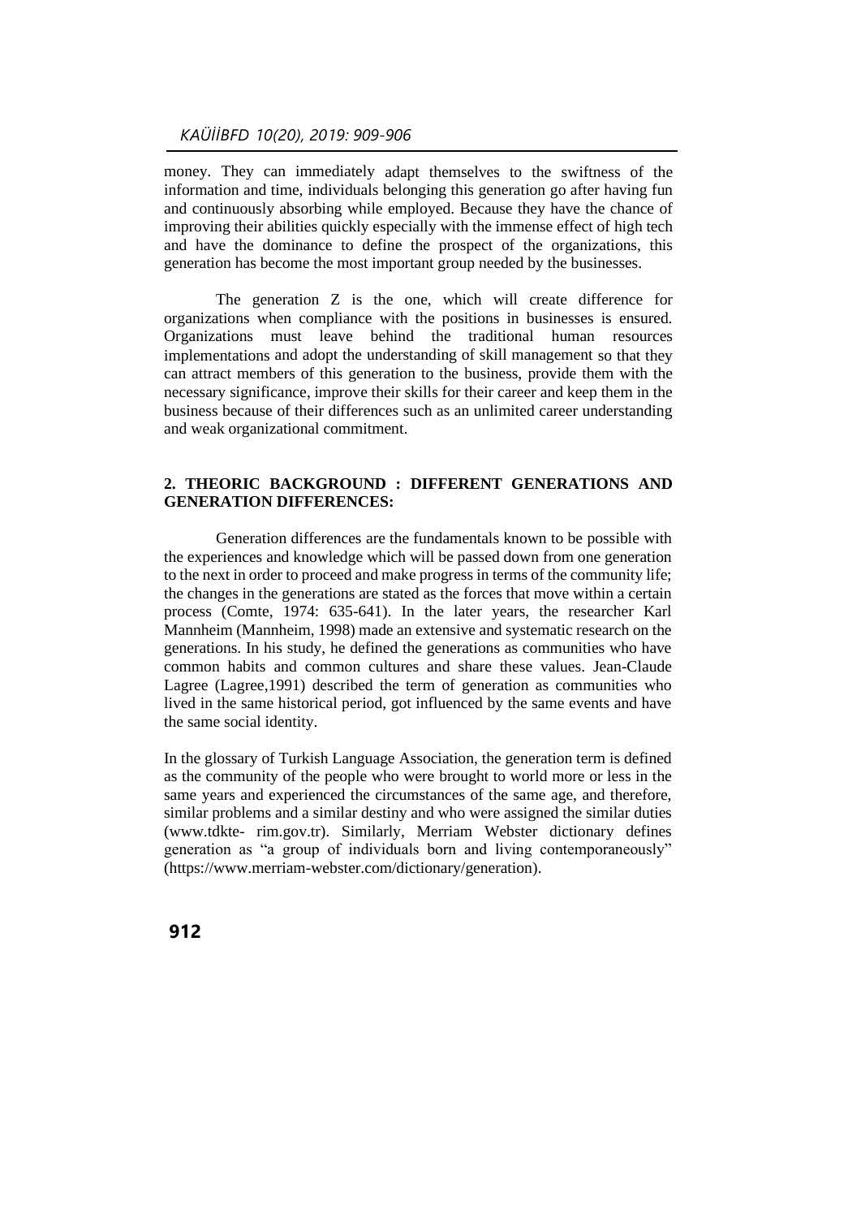money. They can immediately adapt themselves to the swiftness of the information and time, individuals belonging this generation go after having fun and continuously absorbing while employed. Because they have the chance of improving their abilities quickly especially with the immense effect of high tech and have the dominance to define the prospect of the organizations, this generation has become the most important group needed by the businesses.

The generation Z is the one, which will create difference for organizations when compliance with the positions in businesses is ensured. Organizations must leave behind the traditional human resources implementations and adopt the understanding of skill management so that they can attract members of this generation to the business, provide them with the necessary significance, improve their skills for their career and keep them in the business because of their differences such as an unlimited career understanding and weak organizational commitment.

## 2. THEORIC BACKGROUND : DIFFERENT GENERATIONS AND GENERATION DIFFERENCES:

Generation differences are the fundamentals known to be possible with the experiences and knowledge which will be passed down from one generation to the next in order to proceed and make progress in terms of the community life; the changes in the generations are stated as the forces that move within a certain process (Comte, 1974: 635-641). In the later years, the researcher Karl Mannheim (Mannheim, 1998) made an extensive and systematic research on the generations. In his study, he defined the generations as communities who have common habits and common cultures and share these values. Jean-Claude Lagree (Lagree,1991) described the term of generation as communities who lived in the same historical period, got influenced by the same events and have the same social identity.

In the glossary of Turkish Language Association, the generation term is defined as the community of the people who were brought to world more or less in the same years and experienced the circumstances of the same age, and therefore, similar problems and a similar destiny and who were assigned the similar duties (www.tdkte- rim.gov.tr). Similarly, Merriam Webster dictionary defines generation as "a group of individuals born and living contemporaneously" (https://www.merriam-webster.com/dictionary/generation).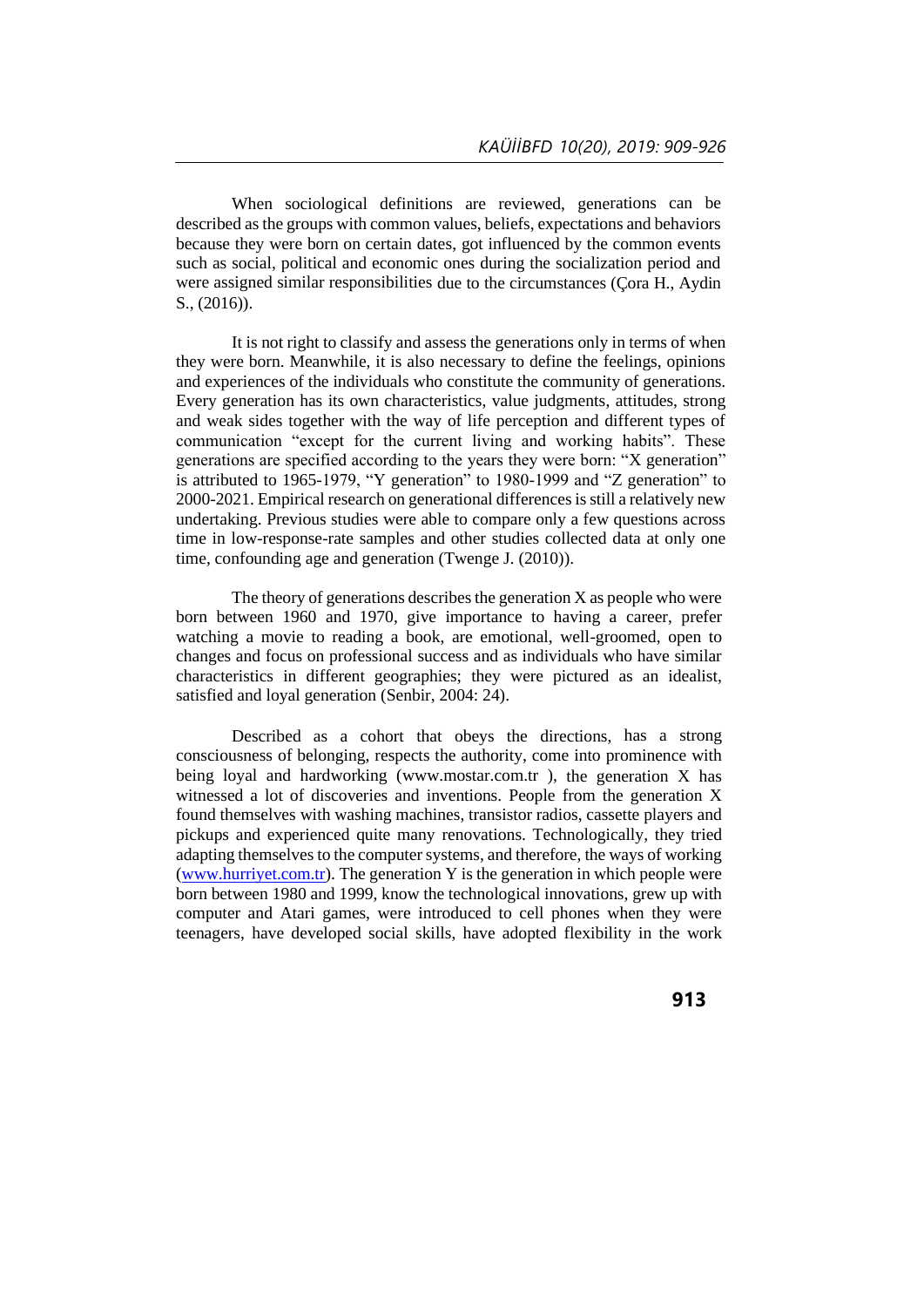When sociological definitions are reviewed, generations can be described as the groups with common values, beliefs, expectations and behaviors because they were born on certain dates, got influenced by the common events such as social, political and economic ones during the socialization period and were assigned similar responsibilities due to the circumstances (Çora H., Aydin S., (2016)).

It is not right to classify and assess the generations only in terms of when they were born. Meanwhile, it is also necessary to define the feelings, opinions and experiences of the individuals who constitute the community of generations. Every generation has its own characteristics, value judgments, attitudes, strong and weak sides together with the way of life perception and different types of communication "except for the current living and working habits". These generations are specified according to the years they were born: "X generation" is attributed to 1965-1979, "Y generation" to 1980-1999 and "Z generation" to 2000-2021. Empirical research on generational differences is still a relatively new undertaking. Previous studies were able to compare only a few questions across time in low-response-rate samples and other studies collected data at only one time, confounding age and generation (Twenge J. (2010)).

The theory of generations describes the generation X as people who were born between 1960 and 1970, give importance to having a career, prefer watching a movie to reading a book, are emotional, well-groomed, open to changes and focus on professional success and as individuals who have similar characteristics in different geographies; they were pictured as an idealist, satisfied and loyal generation (Senbir, 2004: 24).

Described as a cohort that obeys the directions, has a strong consciousness of belonging, respects the authority, come into prominence with being loyal and hardworking (www.mostar.com.tr ), the generation X has witnessed a lot of discoveries and inventions. People from the generation X found themselves with washing machines, transistor radios, cassette players and pickups and experienced quite many renovations. Technologically, they tried adapting themselves to the computer systems, and therefore, the ways of working (www.hurriyet.com.tr). The generation Y is the generation in which people were born between 1980 and 1999, know the technological innovations, grew up with computer and Atari games, were introduced to cell phones when they were teenagers, have developed social skills, have adopted flexibility in the work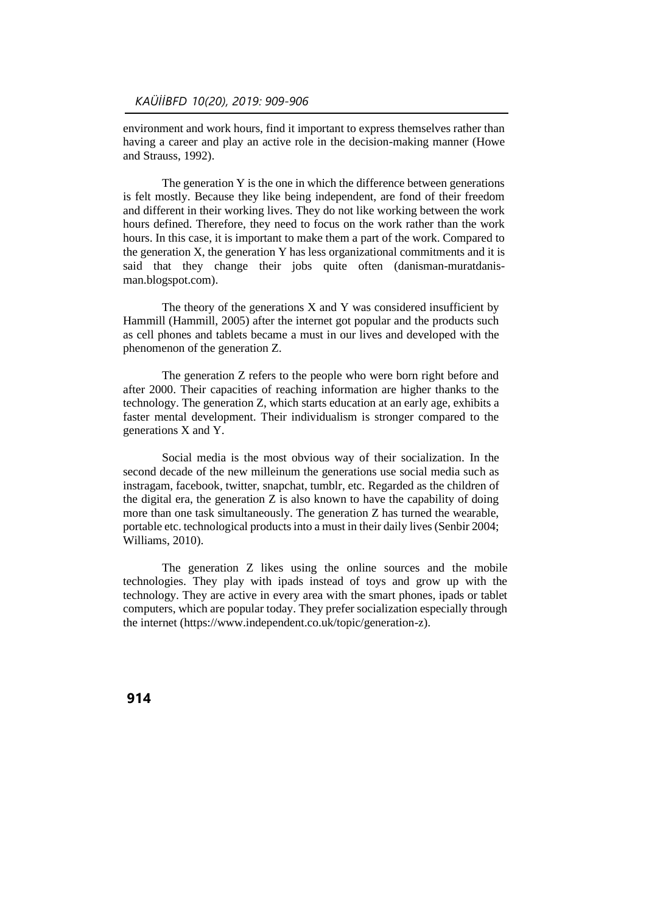environment and work hours, find it important to express themselves rather than having a career and play an active role in the decision-making manner (Howe and Strauss, 1992).

The generation Y is the one in which the difference between generations is felt mostly. Because they like being independent, are fond of their freedom and different in their working lives. They do not like working between the work hours defined. Therefore, they need to focus on the work rather than the work hours. In this case, it is important to make them a part of the work. Compared to the generation X, the generation Y has less organizational commitments and it is said that they change their jobs quite often (danisman-muratdanisman.blogspot.com).

The theory of the generations X and Y was considered insufficient by Hammill (Hammill, 2005) after the internet got popular and the products such as cell phones and tablets became a must in our lives and developed with the phenomenon of the generation Z.

The generation Z refers to the people who were born right before and after 2000. Their capacities of reaching information are higher thanks to the technology. The generation Z, which starts education at an early age, exhibits a faster mental development. Their individualism is stronger compared to the generations X and Y.

Social media is the most obvious way of their socialization. In the second decade of the new milleinum the generations use social media such as instragam, facebook, twitter, snapchat, tumblr, etc. Regarded as the children of the digital era, the generation Z is also known to have the capability of doing more than one task simultaneously. The generation Z has turned the wearable, portable etc. technological products into a must in their daily lives (Senbir 2004; Williams, 2010).

The generation Z likes using the online sources and the mobile technologies. They play with ipads instead of toys and grow up with the technology. They are active in every area with the smart phones, ipads or tablet computers, which are popular today. They prefer socialization especially through the internet (https://www.independent.co.uk/topic/generation-z).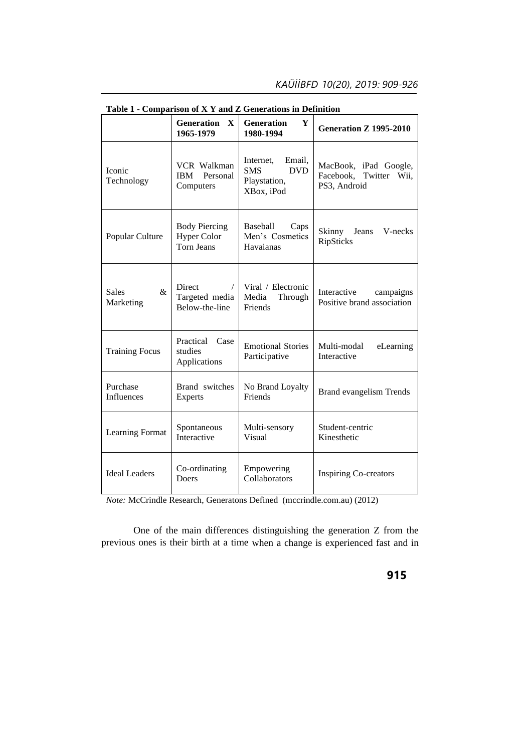**Table 1 - Comparison of X Y and Z Generations in Definition**

| | **Generation X 1965-1979** | **Generation Y 1980-1994** | **Generation Z 1995-2010** |
|---|---|---|---|
| Iconic Technology | VCR Walkman IBM Personal Computers | Internet, Email, SMS DVD Playstation, XBox, iPod | MacBook, iPad Google, Facebook, Twitter Wii, PS3, Android |
| Popular Culture | Body Piercing Hyper Color Torn Jeans | Baseball Caps Men's Cosmetics Havaianas | Skinny Jeans V-necks RipSticks |
| Sales & Marketing | Direct / Targeted media Below-the-line | Viral / Electronic Media Through Friends | Interactive campaigns Positive brand association |
| Training Focus | Practical Case studies Applications | Emotional Stories Participative | Multi-modal eLearning Interactive |
| Purchase Influences | Brand switches Experts | No Brand Loyalty Friends | Brand evangelism Trends |
| Learning Format | Spontaneous Interactive | Multi-sensory Visual | Student-centric Kinesthetic |
| Ideal Leaders | Co-ordinating Doers | Empowering Collaborators | Inspiring Co-creators |

*Note:* McCrindle Research, Generatons Defined (mccrindle.com.au) (2012)

One of the main differences distinguishing the generation Z from the previous ones is their birth at a time when a change is experienced fast and in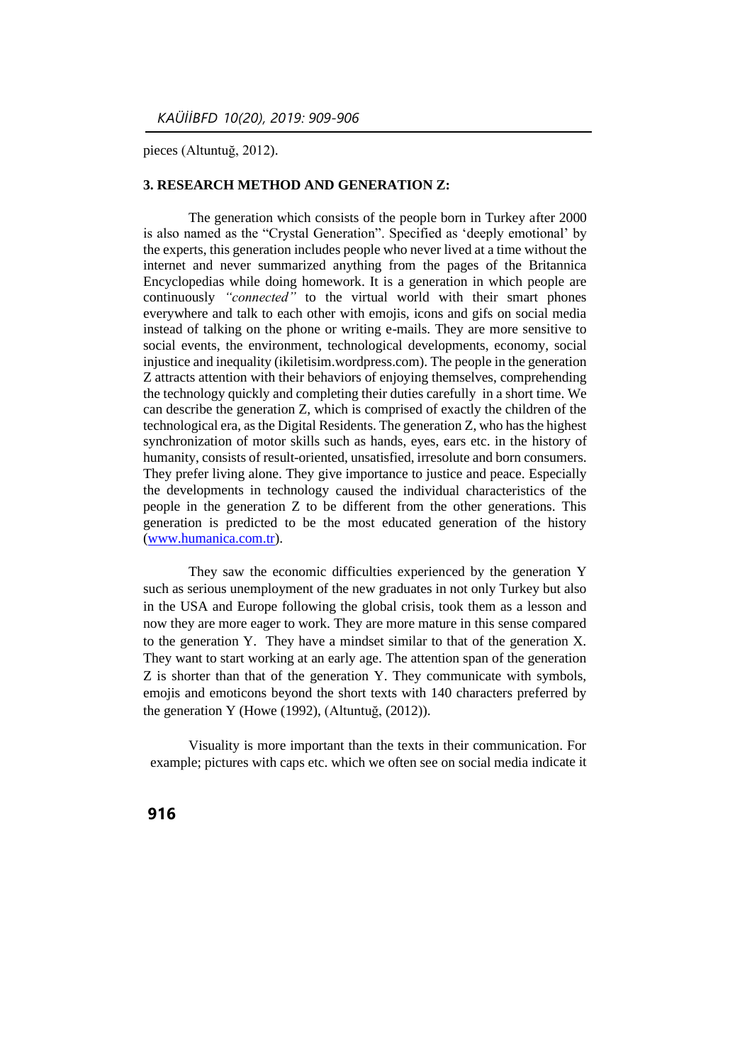pieces (Altuntuğ, 2012).

## 3. RESEARCH METHOD AND GENERATION Z:

The generation which consists of the people born in Turkey after 2000 is also named as the "Crystal Generation". Specified as 'deeply emotional' by the experts, this generation includes people who never lived at a time without the internet and never summarized anything from the pages of the Britannica Encyclopedias while doing homework. It is a generation in which people are continuously *"connected"* to the virtual world with their smart phones everywhere and talk to each other with emojis, icons and gifs on social media instead of talking on the phone or writing e-mails. They are more sensitive to social events, the environment, technological developments, economy, social injustice and inequality (ikiletisim.wordpress.com). The people in the generation Z attracts attention with their behaviors of enjoying themselves, comprehending the technology quickly and completing their duties carefully in a short time. We can describe the generation Z, which is comprised of exactly the children of the technological era, as the Digital Residents. The generation Z, who has the highest synchronization of motor skills such as hands, eyes, ears etc. in the history of humanity, consists of result-oriented, unsatisfied, irresolute and born consumers. They prefer living alone. They give importance to justice and peace. Especially the developments in technology caused the individual characteristics of the people in the generation Z to be different from the other generations. This generation is predicted to be the most educated generation of the history (www.humanica.com.tr).

They saw the economic difficulties experienced by the generation Y such as serious unemployment of the new graduates in not only Turkey but also in the USA and Europe following the global crisis, took them as a lesson and now they are more eager to work. They are more mature in this sense compared to the generation Y. They have a mindset similar to that of the generation X. They want to start working at an early age. The attention span of the generation Z is shorter than that of the generation Y. They communicate with symbols, emojis and emoticons beyond the short texts with 140 characters preferred by the generation Y (Howe (1992), (Altuntuğ, (2012)).

Visuality is more important than the texts in their communication. For example; pictures with caps etc. which we often see on social media indicate it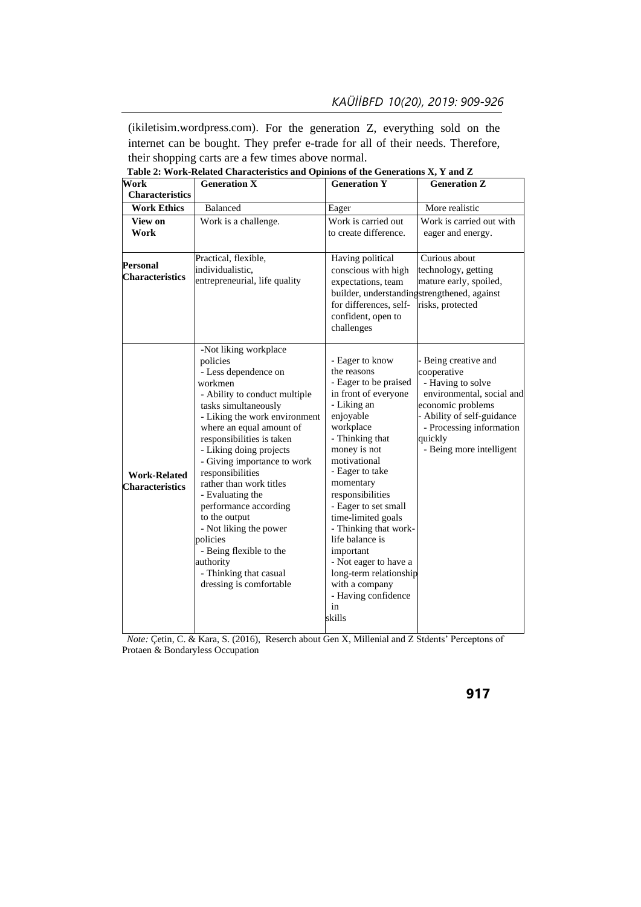(ikiletisim.wordpress.com). For the generation Z, everything sold on the internet can be bought. They prefer e-trade for all of their needs. Therefore, their shopping carts are a few times above normal.

**Table 2: Work-Related Characteristics and Opinions of the Generations X, Y and Z**

| Work Characteristics | Generation X | Generation Y | Generation Z |
|---|---|---|---|
| **Work Ethics** | Balanced | Eager | More realistic |
| **View on Work** | Work is a challenge. | Work is carried out to create difference. | Work is carried out with eager and energy. |
| **Personal Characteristics** | Practical, flexible, individualistic, entrepreneurial, life quality | Having political conscious with high expectations, team builder, understanding for differences, self-confident, open to challenges | Curious about technology, getting mature early, spoiled, strengthened, against risks, protected |
| **Work-Related Characteristics** | -Not liking workplace policies<br>- Less dependence on workmen<br>- Ability to conduct multiple tasks simultaneously<br>- Liking the work environment where an equal amount of responsibilities is taken<br>- Liking doing projects<br>- Giving importance to work responsibilities rather than work titles<br>- Evaluating the performance according to the output<br>- Not liking the power policies<br>- Being flexible to the authority<br>- Thinking that casual dressing is comfortable | - Eager to know the reasons<br>- Eager to be praised in front of everyone<br>- Liking an enjoyable workplace<br>- Thinking that money is not motivational<br>- Eager to take momentary responsibilities<br>- Eager to set small time-limited goals<br>- Thinking that work-life balance is important<br>- Not eager to have a long-term relationship with a company<br>- Having confidence in skills | - Being creative and cooperative<br>- Having to solve environmental, social and economic problems<br>- Ability of self-guidance<br>- Processing information quickly<br>- Being more intelligent |

*Note:* Çetin, C. & Kara, S. (2016), Reserch about Gen X, Millenial and Z Stdents' Perceptons of Protaen & Bondaryless Occupation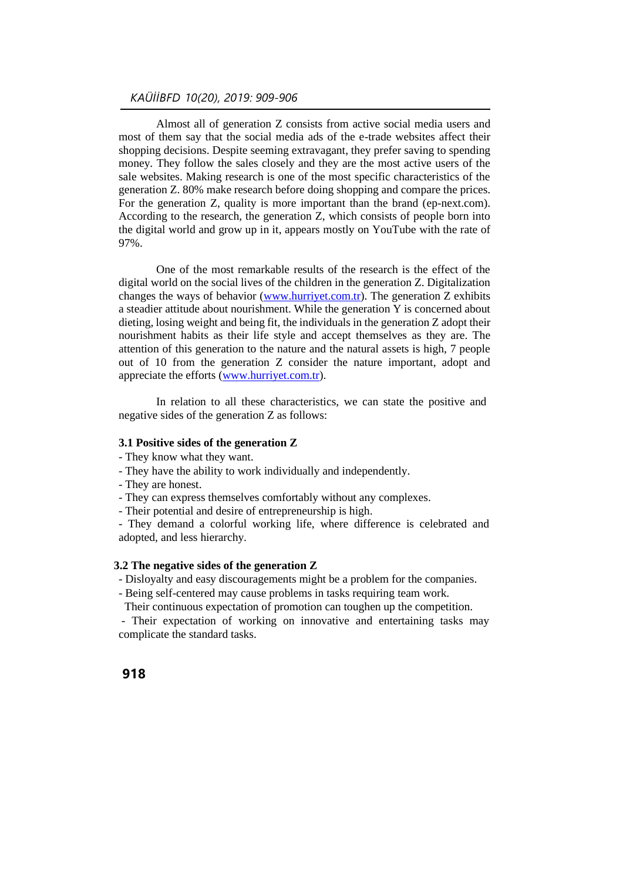Almost all of generation Z consists from active social media users and most of them say that the social media ads of the e-trade websites affect their shopping decisions. Despite seeming extravagant, they prefer saving to spending money. They follow the sales closely and they are the most active users of the sale websites. Making research is one of the most specific characteristics of the generation Z. 80% make research before doing shopping and compare the prices. For the generation Z, quality is more important than the brand (ep-next.com). According to the research, the generation Z, which consists of people born into the digital world and grow up in it, appears mostly on YouTube with the rate of 97%.

One of the most remarkable results of the research is the effect of the digital world on the social lives of the children in the generation Z. Digitalization changes the ways of behavior (www.hurriyet.com.tr). The generation Z exhibits a steadier attitude about nourishment. While the generation Y is concerned about dieting, losing weight and being fit, the individuals in the generation Z adopt their nourishment habits as their life style and accept themselves as they are. The attention of this generation to the nature and the natural assets is high, 7 people out of 10 from the generation Z consider the nature important, adopt and appreciate the efforts (www.hurriyet.com.tr).

In relation to all these characteristics, we can state the positive and negative sides of the generation Z as follows:

### 3.1 Positive sides of the generation Z

- They know what they want.
- They have the ability to work individually and independently.
- They are honest.
- They can express themselves comfortably without any complexes.
- Their potential and desire of entrepreneurship is high.
- They demand a colorful working life, where difference is celebrated and adopted, and less hierarchy.

### 3.2 The negative sides of the generation Z

- Disloyalty and easy discouragements might be a problem for the companies.
- Being self-centered may cause problems in tasks requiring team work.

Their continuous expectation of promotion can toughen up the competition.

- Their expectation of working on innovative and entertaining tasks may complicate the standard tasks.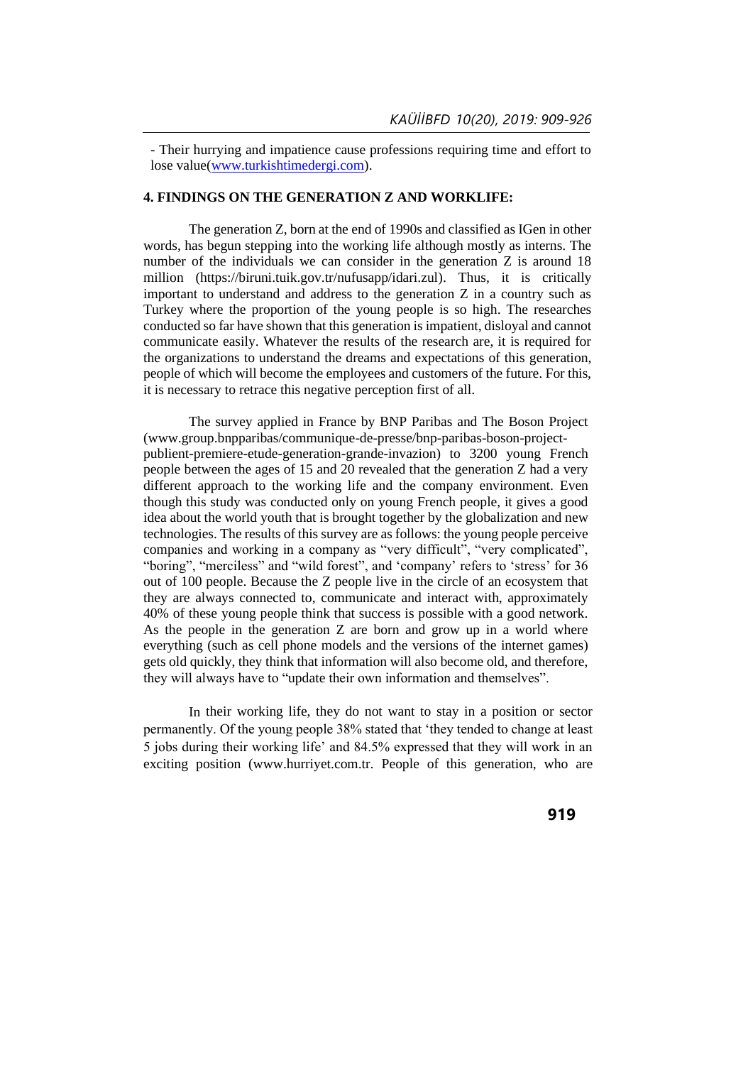- Their hurrying and impatience cause professions requiring time and effort to lose value(www.turkishtimedergi.com).

## 4. FINDINGS ON THE GENERATION Z AND WORKLIFE:

The generation Z, born at the end of 1990s and classified as IGen in other words, has begun stepping into the working life although mostly as interns. The number of the individuals we can consider in the generation Z is around 18 million (https://biruni.tuik.gov.tr/nufusapp/idari.zul). Thus, it is critically important to understand and address to the generation Z in a country such as Turkey where the proportion of the young people is so high. The researches conducted so far have shown that this generation is impatient, disloyal and cannot communicate easily. Whatever the results of the research are, it is required for the organizations to understand the dreams and expectations of this generation, people of which will become the employees and customers of the future. For this, it is necessary to retrace this negative perception first of all.

The survey applied in France by BNP Paribas and The Boson Project (www.group.bnpparibas/communique-de-presse/bnp-paribas-boson-project-publient-premiere-etude-generation-grande-invazion) to 3200 young French people between the ages of 15 and 20 revealed that the generation Z had a very different approach to the working life and the company environment. Even though this study was conducted only on young French people, it gives a good idea about the world youth that is brought together by the globalization and new technologies. The results of this survey are as follows: the young people perceive companies and working in a company as "very difficult", "very complicated", "boring", "merciless" and "wild forest", and 'company' refers to 'stress' for 36 out of 100 people. Because the Z people live in the circle of an ecosystem that they are always connected to, communicate and interact with, approximately 40% of these young people think that success is possible with a good network. As the people in the generation Z are born and grow up in a world where everything (such as cell phone models and the versions of the internet games) gets old quickly, they think that information will also become old, and therefore, they will always have to "update their own information and themselves".

In their working life, they do not want to stay in a position or sector permanently. Of the young people 38% stated that 'they tended to change at least 5 jobs during their working life' and 84.5% expressed that they will work in an exciting position (www.hurriyet.com.tr. People of this generation, who are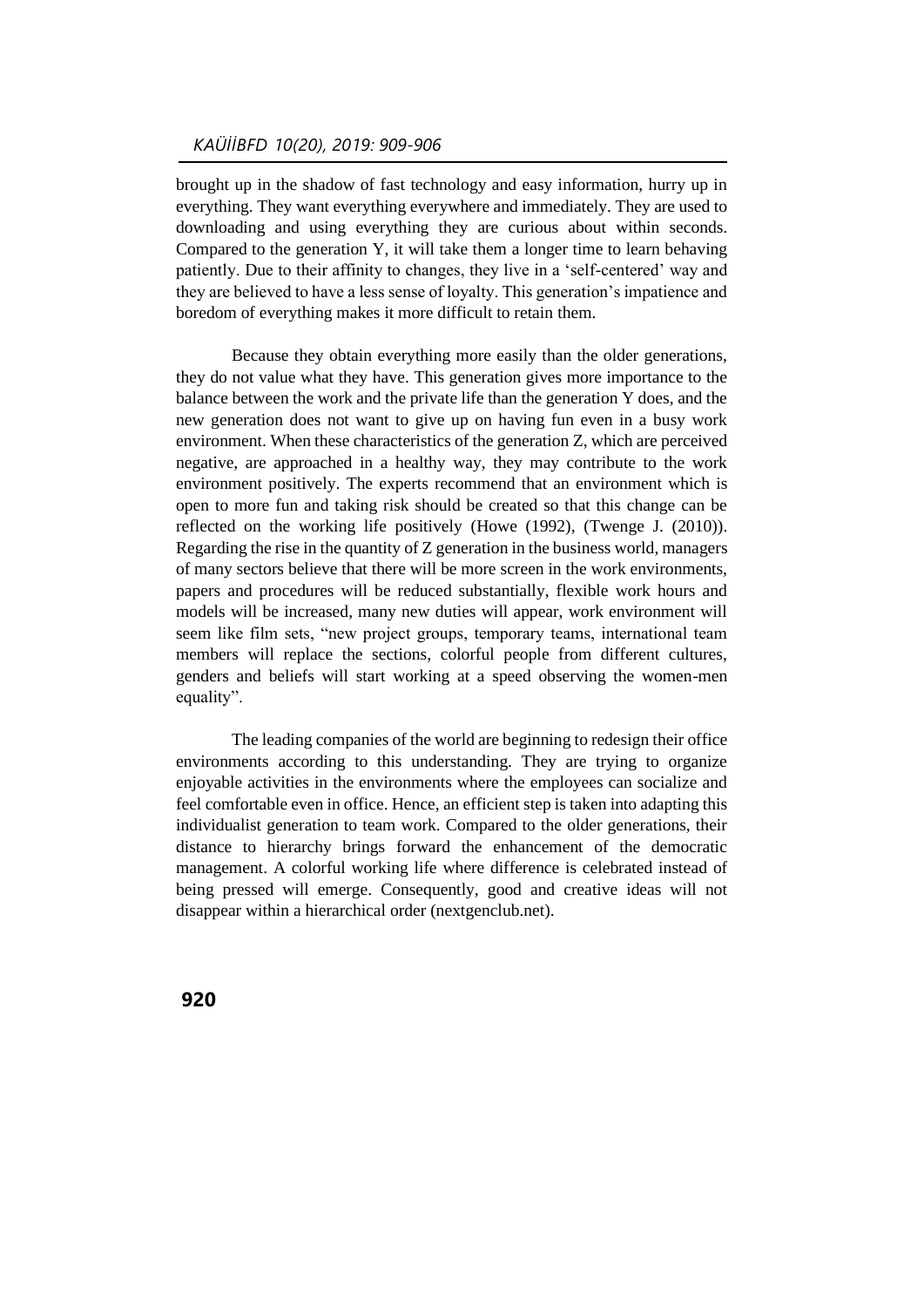brought up in the shadow of fast technology and easy information, hurry up in everything. They want everything everywhere and immediately. They are used to downloading and using everything they are curious about within seconds. Compared to the generation Y, it will take them a longer time to learn behaving patiently. Due to their affinity to changes, they live in a 'self-centered' way and they are believed to have a less sense of loyalty. This generation's impatience and boredom of everything makes it more difficult to retain them.

Because they obtain everything more easily than the older generations, they do not value what they have. This generation gives more importance to the balance between the work and the private life than the generation Y does, and the new generation does not want to give up on having fun even in a busy work environment. When these characteristics of the generation Z, which are perceived negative, are approached in a healthy way, they may contribute to the work environment positively. The experts recommend that an environment which is open to more fun and taking risk should be created so that this change can be reflected on the working life positively (Howe (1992), (Twenge J. (2010)). Regarding the rise in the quantity of Z generation in the business world, managers of many sectors believe that there will be more screen in the work environments, papers and procedures will be reduced substantially, flexible work hours and models will be increased, many new duties will appear, work environment will seem like film sets, "new project groups, temporary teams, international team members will replace the sections, colorful people from different cultures, genders and beliefs will start working at a speed observing the women-men equality".

The leading companies of the world are beginning to redesign their office environments according to this understanding. They are trying to organize enjoyable activities in the environments where the employees can socialize and feel comfortable even in office. Hence, an efficient step is taken into adapting this individualist generation to team work. Compared to the older generations, their distance to hierarchy brings forward the enhancement of the democratic management. A colorful working life where difference is celebrated instead of being pressed will emerge. Consequently, good and creative ideas will not disappear within a hierarchical order (nextgenclub.net).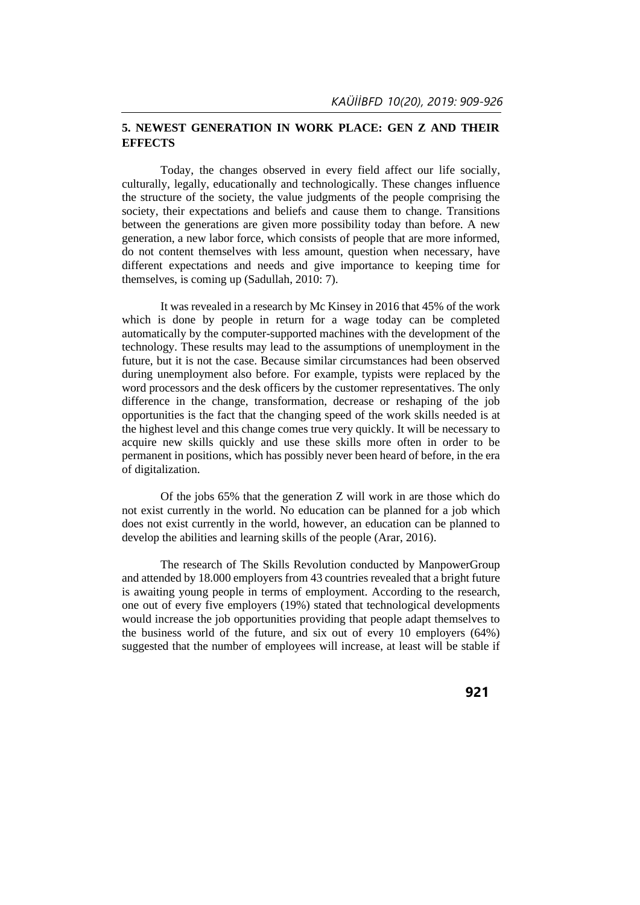## 5. NEWEST GENERATION IN WORK PLACE: GEN Z AND THEIR EFFECTS

Today, the changes observed in every field affect our life socially, culturally, legally, educationally and technologically. These changes influence the structure of the society, the value judgments of the people comprising the society, their expectations and beliefs and cause them to change. Transitions between the generations are given more possibility today than before. A new generation, a new labor force, which consists of people that are more informed, do not content themselves with less amount, question when necessary, have different expectations and needs and give importance to keeping time for themselves, is coming up (Sadullah, 2010: 7).

It was revealed in a research by Mc Kinsey in 2016 that 45% of the work which is done by people in return for a wage today can be completed automatically by the computer-supported machines with the development of the technology. These results may lead to the assumptions of unemployment in the future, but it is not the case. Because similar circumstances had been observed during unemployment also before. For example, typists were replaced by the word processors and the desk officers by the customer representatives. The only difference in the change, transformation, decrease or reshaping of the job opportunities is the fact that the changing speed of the work skills needed is at the highest level and this change comes true very quickly. It will be necessary to acquire new skills quickly and use these skills more often in order to be permanent in positions, which has possibly never been heard of before, in the era of digitalization.

Of the jobs 65% that the generation Z will work in are those which do not exist currently in the world. No education can be planned for a job which does not exist currently in the world, however, an education can be planned to develop the abilities and learning skills of the people (Arar, 2016).

The research of The Skills Revolution conducted by ManpowerGroup and attended by 18.000 employers from 43 countries revealed that a bright future is awaiting young people in terms of employment. According to the research, one out of every five employers (19%) stated that technological developments would increase the job opportunities providing that people adapt themselves to the business world of the future, and six out of every 10 employers (64%) suggested that the number of employees will increase, at least will be stable if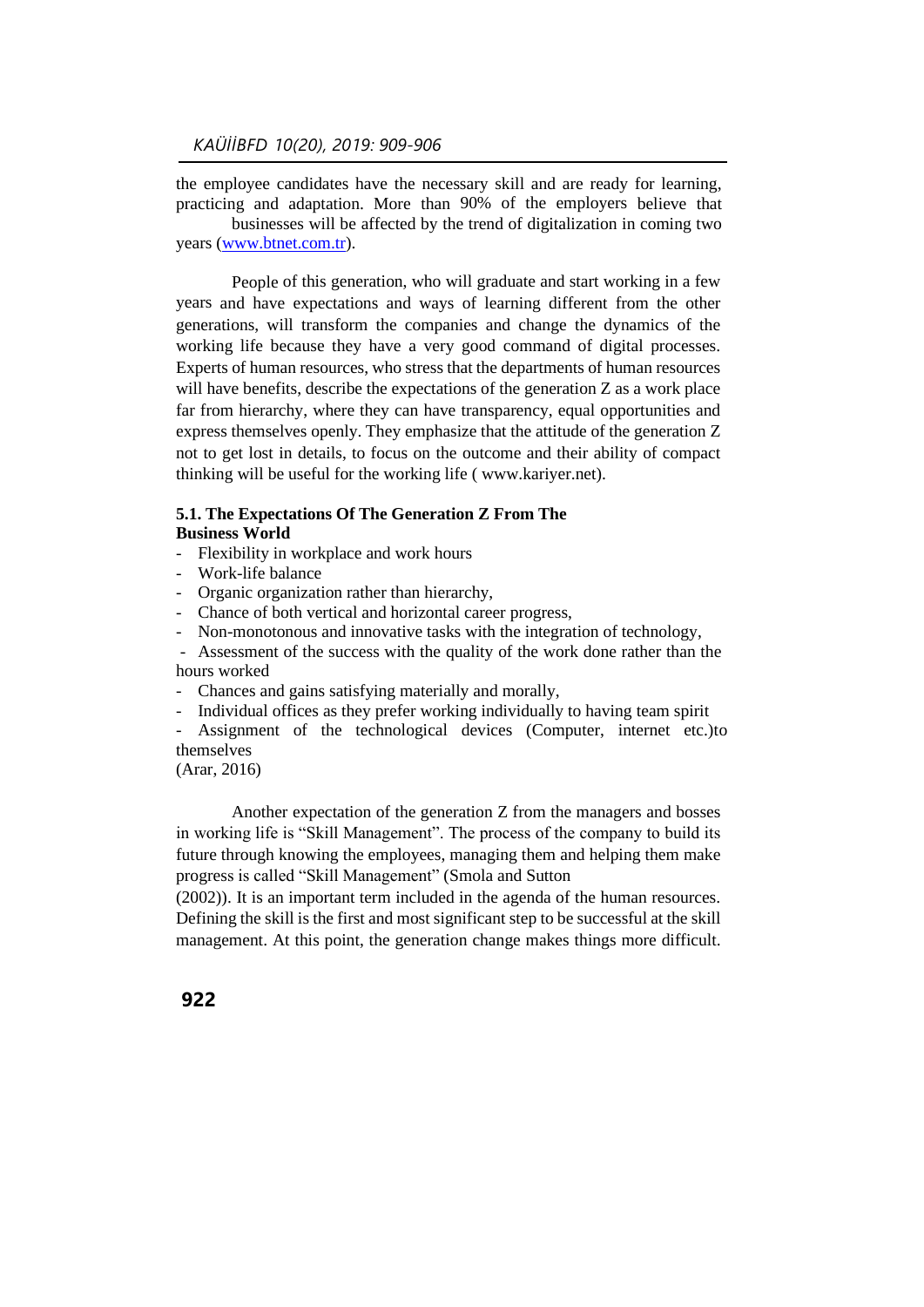the employee candidates have the necessary skill and are ready for learning, practicing and adaptation. More than 90% of the employers believe that businesses will be affected by the trend of digitalization in coming two years (www.btnet.com.tr).

People of this generation, who will graduate and start working in a few years and have expectations and ways of learning different from the other generations, will transform the companies and change the dynamics of the working life because they have a very good command of digital processes. Experts of human resources, who stress that the departments of human resources will have benefits, describe the expectations of the generation Z as a work place far from hierarchy, where they can have transparency, equal opportunities and express themselves openly. They emphasize that the attitude of the generation Z not to get lost in details, to focus on the outcome and their ability of compact thinking will be useful for the working life ( www.kariyer.net).

### 5.1. The Expectations Of The Generation Z From The Business World

- Flexibility in workplace and work hours
- Work-life balance
- Organic organization rather than hierarchy,
- Chance of both vertical and horizontal career progress,
- Non-monotonous and innovative tasks with the integration of technology,
- Assessment of the success with the quality of the work done rather than the hours worked
- Chances and gains satisfying materially and morally,
- Individual offices as they prefer working individually to having team spirit
- Assignment of the technological devices (Computer, internet etc.)to themselves

(Arar, 2016)

Another expectation of the generation Z from the managers and bosses in working life is “Skill Management”. The process of the company to build its future through knowing the employees, managing them and helping them make progress is called “Skill Management” (Smola and Sutton (2002)). It is an important term included in the agenda of the human resources. Defining the skill is the first and most significant step to be successful at the skill management. At this point, the generation change makes things more difficult.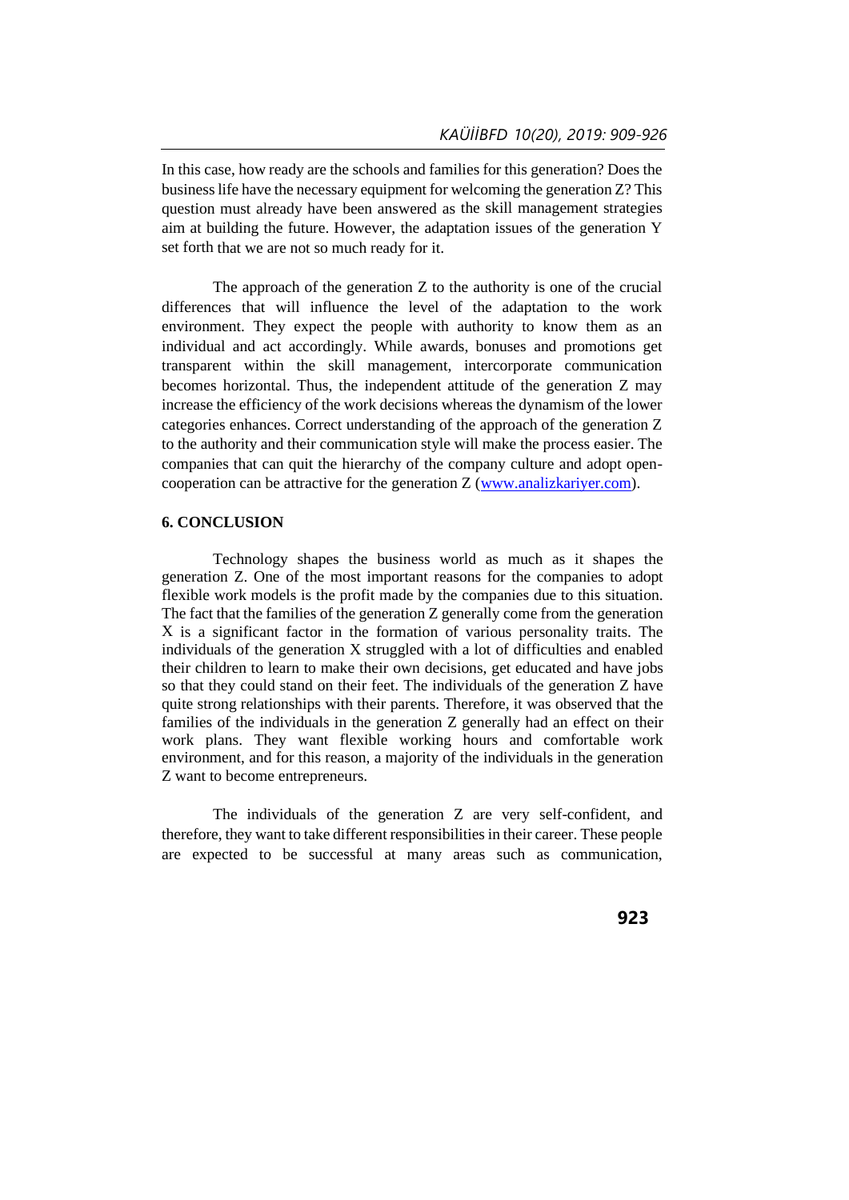In this case, how ready are the schools and families for this generation? Does the business life have the necessary equipment for welcoming the generation Z? This question must already have been answered as the skill management strategies aim at building the future. However, the adaptation issues of the generation Y set forth that we are not so much ready for it.

The approach of the generation Z to the authority is one of the crucial differences that will influence the level of the adaptation to the work environment. They expect the people with authority to know them as an individual and act accordingly. While awards, bonuses and promotions get transparent within the skill management, intercorporate communication becomes horizontal. Thus, the independent attitude of the generation Z may increase the efficiency of the work decisions whereas the dynamism of the lower categories enhances. Correct understanding of the approach of the generation Z to the authority and their communication style will make the process easier. The companies that can quit the hierarchy of the company culture and adopt open-cooperation can be attractive for the generation Z (www.analizkariyer.com).

## 6. CONCLUSION

Technology shapes the business world as much as it shapes the generation Z. One of the most important reasons for the companies to adopt flexible work models is the profit made by the companies due to this situation. The fact that the families of the generation Z generally come from the generation X is a significant factor in the formation of various personality traits. The individuals of the generation X struggled with a lot of difficulties and enabled their children to learn to make their own decisions, get educated and have jobs so that they could stand on their feet. The individuals of the generation Z have quite strong relationships with their parents. Therefore, it was observed that the families of the individuals in the generation Z generally had an effect on their work plans. They want flexible working hours and comfortable work environment, and for this reason, a majority of the individuals in the generation Z want to become entrepreneurs.

The individuals of the generation Z are very self-confident, and therefore, they want to take different responsibilities in their career. These people are expected to be successful at many areas such as communication,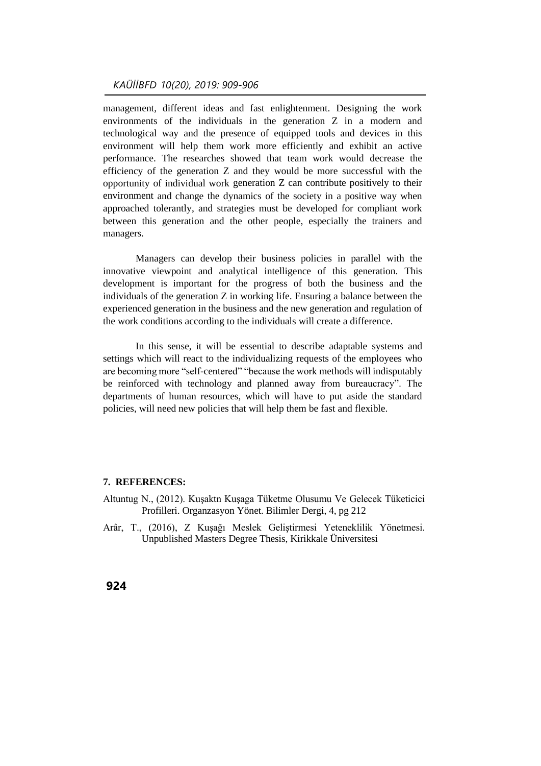management, different ideas and fast enlightenment. Designing the work environments of the individuals in the generation Z in a modern and technological way and the presence of equipped tools and devices in this environment will help them work more efficiently and exhibit an active performance. The researches showed that team work would decrease the efficiency of the generation Z and they would be more successful with the opportunity of individual work generation Z can contribute positively to their environment and change the dynamics of the society in a positive way when approached tolerantly, and strategies must be developed for compliant work between this generation and the other people, especially the trainers and managers.

Managers can develop their business policies in parallel with the innovative viewpoint and analytical intelligence of this generation. This development is important for the progress of both the business and the individuals of the generation Z in working life. Ensuring a balance between the experienced generation in the business and the new generation and regulation of the work conditions according to the individuals will create a difference.

In this sense, it will be essential to describe adaptable systems and settings which will react to the individualizing requests of the employees who are becoming more "self-centered" "because the work methods will indisputably be reinforced with technology and planned away from bureaucracy". The departments of human resources, which will have to put aside the standard policies, will need new policies that will help them be fast and flexible.

## 7. REFERENCES:

Altuntug N., (2012). Kuşaktn Kuşaga Tüketme Olusumu Ve Gelecek Tüketicici Profilleri. Organzasyon Yönet. Bilimler Dergi, 4, pg 212

Arâr, T., (2016), Z Kuşağı Meslek Geliştirmesi Yeteneklilik Yönetmesi. Unpublished Masters Degree Thesis, Kirikkale Üniversitesi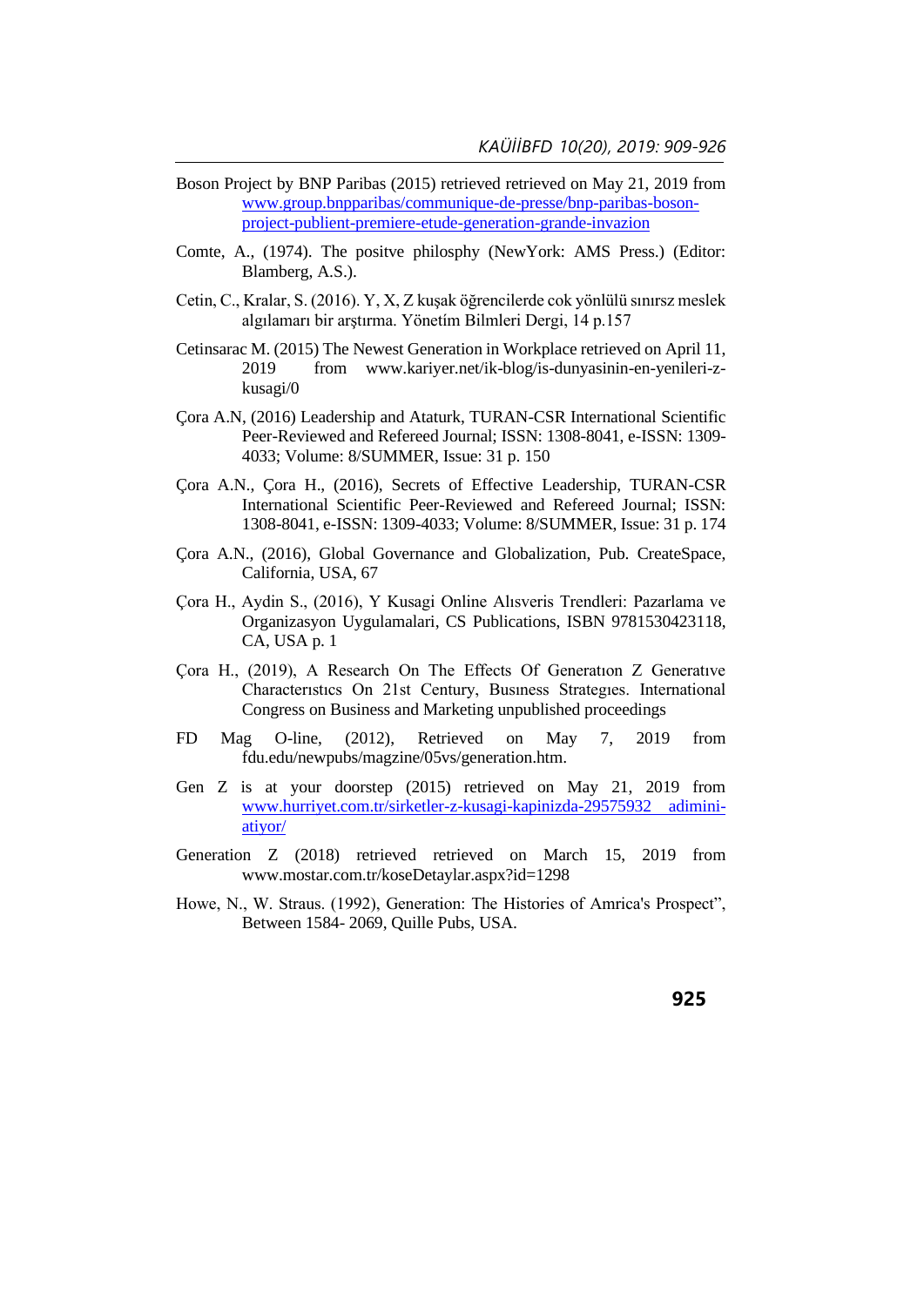Boson Project by BNP Paribas (2015) retrieved retrieved on May 21, 2019 from [www.group.bnpparibas/communique-de-presse/bnp-paribas-boson-project-publient-premiere-etude-generation-grande-invazion](www.group.bnpparibas/communique-de-presse/bnp-paribas-boson-project-publient-premiere-etude-generation-grande-invazion)

Comte, A., (1974). The positve philosphy (NewYork: AMS Press.) (Editor: Blamberg, A.S.).

Cetin, C., Kralar, S. (2016). Y, X, Z kuşak öğrencilerde cok yönlülü sınırsz meslek algılaması bir arştırma. Yönetím Bilmleri Dergi, 14 p.157

Cetinsarac M. (2015) The Newest Generation in Workplace retrieved on April 11, 2019 from www.kariyer.net/ik-blog/is-dunyasinin-en-yenileri-z-kusagi/0

Çora A.N, (2016) Leadership and Ataturk, TURAN-CSR International Scientific Peer-Reviewed and Refereed Journal; ISSN: 1308-8041, e-ISSN: 1309-4033; Volume: 8/SUMMER, Issue: 31 p. 150

Çora A.N., Çora H., (2016), Secrets of Effective Leadership, TURAN-CSR International Scientific Peer-Reviewed and Refereed Journal; ISSN: 1308-8041, e-ISSN: 1309-4033; Volume: 8/SUMMER, Issue: 31 p. 174

Çora A.N., (2016), Global Governance and Globalization, Pub. CreateSpace, California, USA, 67

Çora H., Aydin S., (2016), Y Kusagi Online Alısveris Trendleri: Pazarlama ve Organizasyon Uygulamalari, CS Publications, ISBN 9781530423118, CA, USA p. 1

Çora H., (2019), A Research On The Effects Of Generatıon Z Generatıve Characterıstıcs On 21st Century, Busıness Strategıes. International Congress on Business and Marketing unpublished proceedings

FD Mag O-line, (2012), Retrieved on May 7, 2019 from fdu.edu/newpubs/magzine/05vs/generation.htm.

Gen Z is at your doorstep (2015) retrieved on May 21, 2019 from [www.hurriyet.com.tr/sirketler-z-kusagi-kapinizda-29575932 adimini-atiyor/](www.hurriyet.com.tr/sirketler-z-kusagi-kapinizda-29575932 adimini-atiyor/)

Generation Z (2018) retrieved retrieved on March 15, 2019 from www.mostar.com.tr/koseDetaylar.aspx?id=1298

Howe, N., W. Straus. (1992), Generation: The Histories of Amrica's Prospect", Between 1584- 2069, Quille Pubs, USA.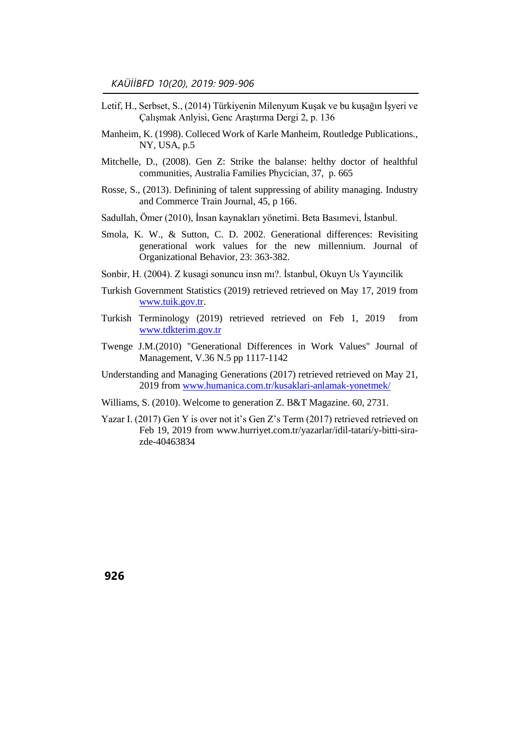Letif, H., Serbset, S., (2014) Türkiyenin Milenyum Kuşak ve bu kuşağın İşyeri ve Çalışmak Anlyisi, Genc Araştırma Dergi 2, p. 136

Manheim, K. (1998). Colleced Work of Karle Manheim, Routledge Publications., NY, USA, p.5

Mitchelle, D., (2008). Gen Z: Strike the balanse: helthy doctor of healthful communities, Australia Families Phycician, 37, p. 665

Rosse, S., (2013). Definining of talent suppressing of ability managing. Industry and Commerce Train Journal, 45, p 166.

Sadullah, Ömer (2010), İnsan kaynakları yönetimi. Beta Basımevi, İstanbul.

Smola, K. W., & Sutton, C. D. 2002. Generational differences: Revisiting generational work values for the new millennium. Journal of Organizational Behavior, 23: 363-382.

Sonbir, H. (2004). Z kusagi sonuncu insn mı?. İstanbul, Okuyn Us Yayıncilik

Turkish Government Statistics (2019) retrieved retrieved on May 17, 2019 from www.tuik.gov.tr.

Turkish Terminology (2019) retrieved retrieved on Feb 1, 2019 from www.tdkterim.gov.tr

Twenge J.M.(2010) "Generational Differences in Work Values" Journal of Management, V.36 N.5 pp 1117-1142

Understanding and Managing Generations (2017) retrieved retrieved on May 21, 2019 from www.humanica.com.tr/kusaklari-anlamak-yonetmek/

Williams, S. (2010). Welcome to generation Z. B&T Magazine. 60, 2731.

Yazar I. (2017) Gen Y is over not it's Gen Z's Term (2017) retrieved retrieved on Feb 19, 2019 from www.hurriyet.com.tr/yazarlar/idil-tatari/y-bitti-sira-zde-40463834